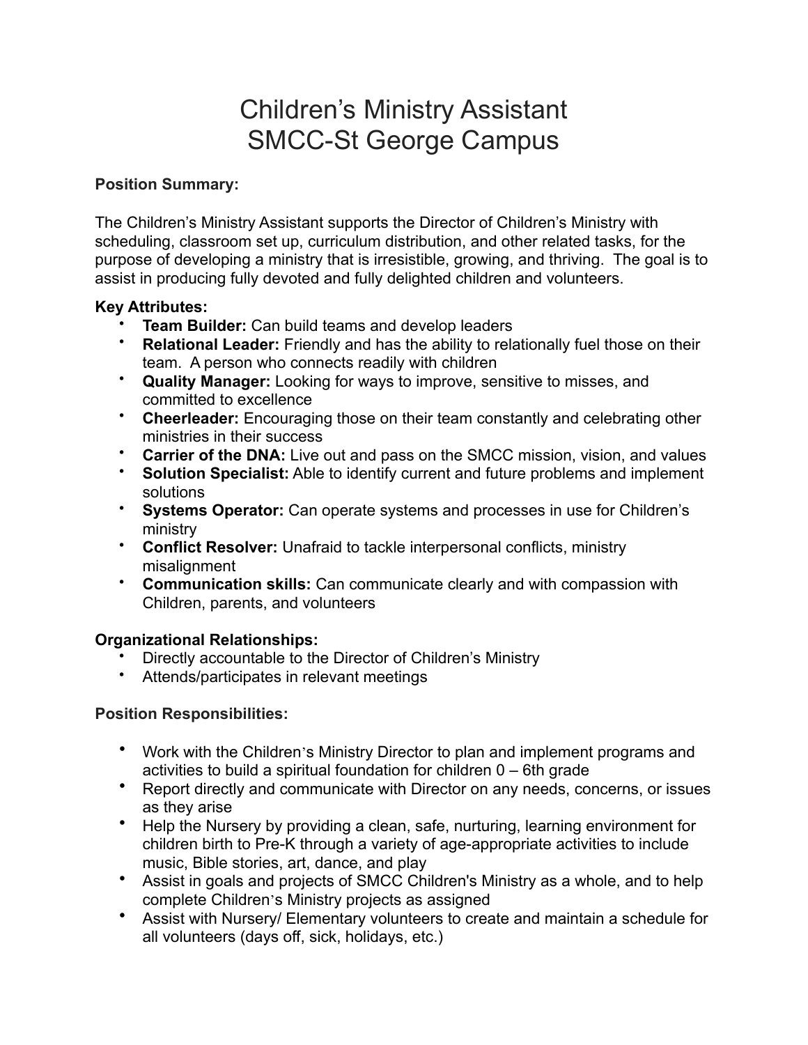# Children's Ministry Assistant
# SMCC-St George Campus

**Position Summary:**

The Children's Ministry Assistant supports the Director of Children's Ministry with scheduling, classroom set up, curriculum distribution, and other related tasks, for the purpose of developing a ministry that is irresistible, growing, and thriving. The goal is to assist in producing fully devoted and fully delighted children and volunteers.

**Key Attributes:**

- **Team Builder:** Can build teams and develop leaders
- **Relational Leader:** Friendly and has the ability to relationally fuel those on their team. A person who connects readily with children
- **Quality Manager:** Looking for ways to improve, sensitive to misses, and committed to excellence
- **Cheerleader:** Encouraging those on their team constantly and celebrating other ministries in their success
- **Carrier of the DNA:** Live out and pass on the SMCC mission, vision, and values
- **Solution Specialist:** Able to identify current and future problems and implement solutions
- **Systems Operator:** Can operate systems and processes in use for Children's ministry
- **Conflict Resolver:** Unafraid to tackle interpersonal conflicts, ministry misalignment
- **Communication skills:** Can communicate clearly and with compassion with Children, parents, and volunteers

**Organizational Relationships:**

- Directly accountable to the Director of Children's Ministry
- Attends/participates in relevant meetings

**Position Responsibilities:**

- Work with the Children's Ministry Director to plan and implement programs and activities to build a spiritual foundation for children 0 – 6th grade
- Report directly and communicate with Director on any needs, concerns, or issues as they arise
- Help the Nursery by providing a clean, safe, nurturing, learning environment for children birth to Pre-K through a variety of age-appropriate activities to include music, Bible stories, art, dance, and play
- Assist in goals and projects of SMCC Children's Ministry as a whole, and to help complete Children's Ministry projects as assigned
- Assist with Nursery/ Elementary volunteers to create and maintain a schedule for all volunteers (days off, sick, holidays, etc.)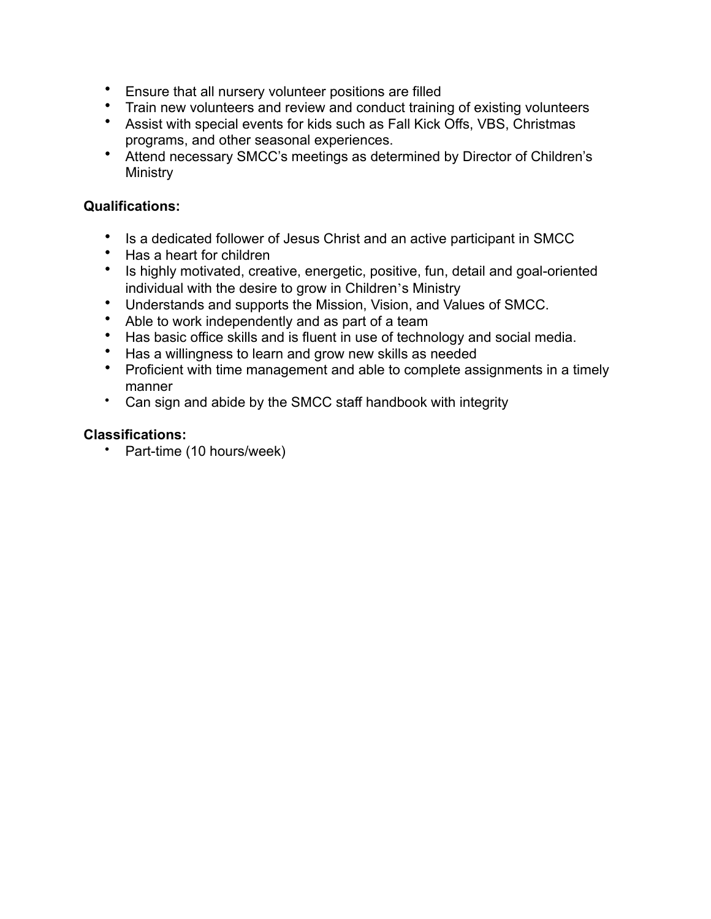- Ensure that all nursery volunteer positions are filled
- Train new volunteers and review and conduct training of existing volunteers
- Assist with special events for kids such as Fall Kick Offs, VBS, Christmas programs, and other seasonal experiences.
- Attend necessary SMCC's meetings as determined by Director of Children's Ministry

**Qualifications:**

- Is a dedicated follower of Jesus Christ and an active participant in SMCC
- Has a heart for children
- Is highly motivated, creative, energetic, positive, fun, detail and goal-oriented individual with the desire to grow in Children's Ministry
- Understands and supports the Mission, Vision, and Values of SMCC.
- Able to work independently and as part of a team
- Has basic office skills and is fluent in use of technology and social media.
- Has a willingness to learn and grow new skills as needed
- Proficient with time management and able to complete assignments in a timely manner
- Can sign and abide by the SMCC staff handbook with integrity

**Classifications:**

- Part-time (10 hours/week)